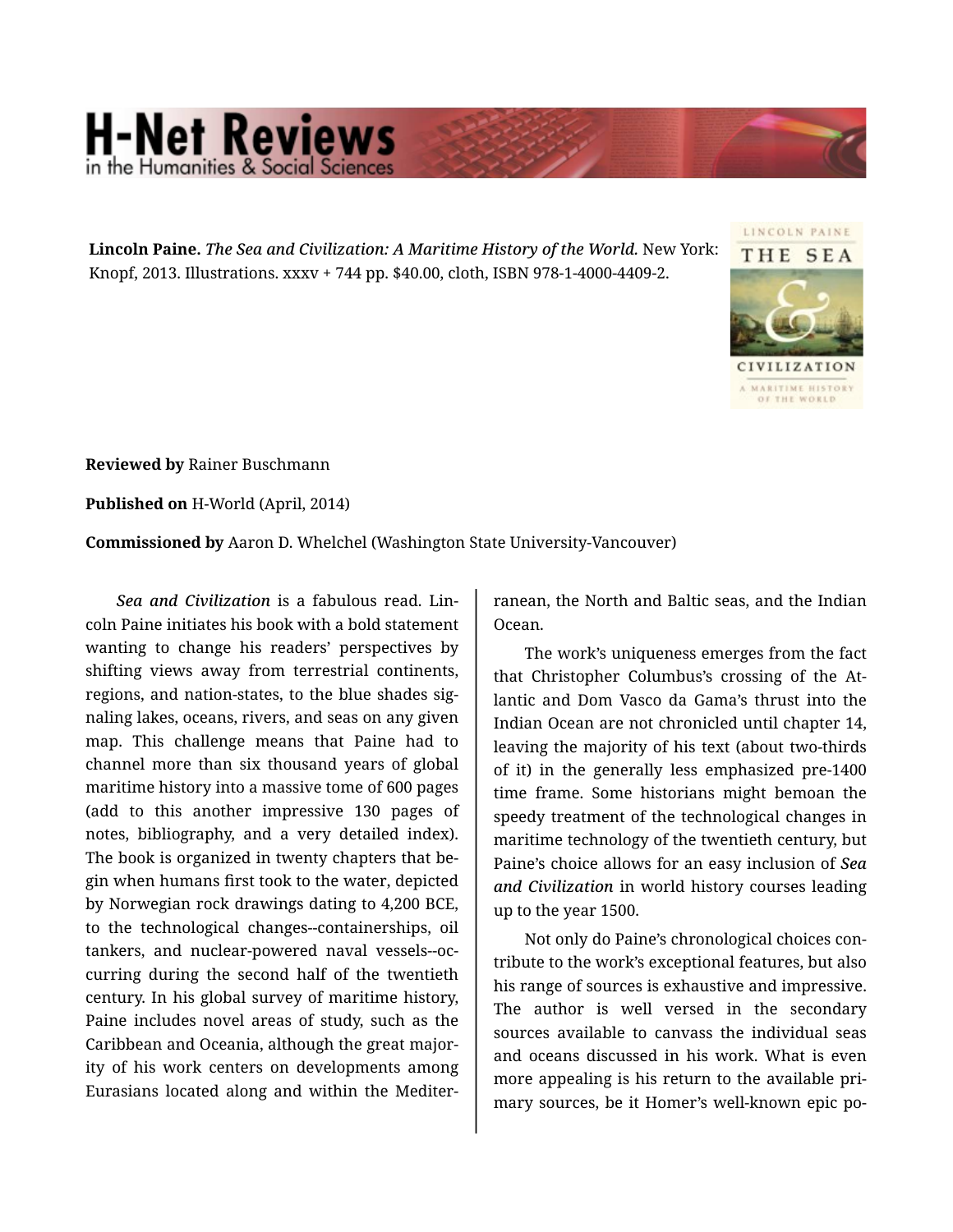**Lincoln Paine.** *The Sea and Civilization: A Maritime History of the World.* New York: Knopf, 2013. Illustrations. xxxv + 744 pp. $40.00, cloth, ISBN 978-1-4000-4409-2.

**Reviewed by** Rainer Buschmann

**Published on** H-World (April, 2014)

**Commissioned by** Aaron D. Whelchel (Washington State University-Vancouver)

*Sea and Civilization* is a fabulous read. Lincoln Paine initiates his book with a bold statement wanting to change his readers' perspectives by shifting views away from terrestrial continents, regions, and nation-states, to the blue shades signaling lakes, oceans, rivers, and seas on any given map. This challenge means that Paine had to channel more than six thousand years of global maritime history into a massive tome of 600 pages (add to this another impressive 130 pages of notes, bibliography, and a very detailed index). The book is organized in twenty chapters that begin when humans first took to the water, depicted by Norwegian rock drawings dating to 4,200 BCE, to the technological changes--containerships, oil tankers, and nuclear-powered naval vessels--occurring during the second half of the twentieth century. In his global survey of maritime history, Paine includes novel areas of study, such as the Caribbean and Oceania, although the great majority of his work centers on developments among Eurasians located along and within the Mediterranean, the North and Baltic seas, and the Indian Ocean.

The work's uniqueness emerges from the fact that Christopher Columbus's crossing of the Atlantic and Dom Vasco da Gama's thrust into the Indian Ocean are not chronicled until chapter 14, leaving the majority of his text (about two-thirds of it) in the generally less emphasized pre-1400 time frame. Some historians might bemoan the speedy treatment of the technological changes in maritime technology of the twentieth century, but Paine's choice allows for an easy inclusion of *Sea and Civilization* in world history courses leading up to the year 1500.

Not only do Paine's chronological choices contribute to the work's exceptional features, but also his range of sources is exhaustive and impressive. The author is well versed in the secondary sources available to canvass the individual seas and oceans discussed in his work. What is even more appealing is his return to the available primary sources, be it Homer's well-known epic po-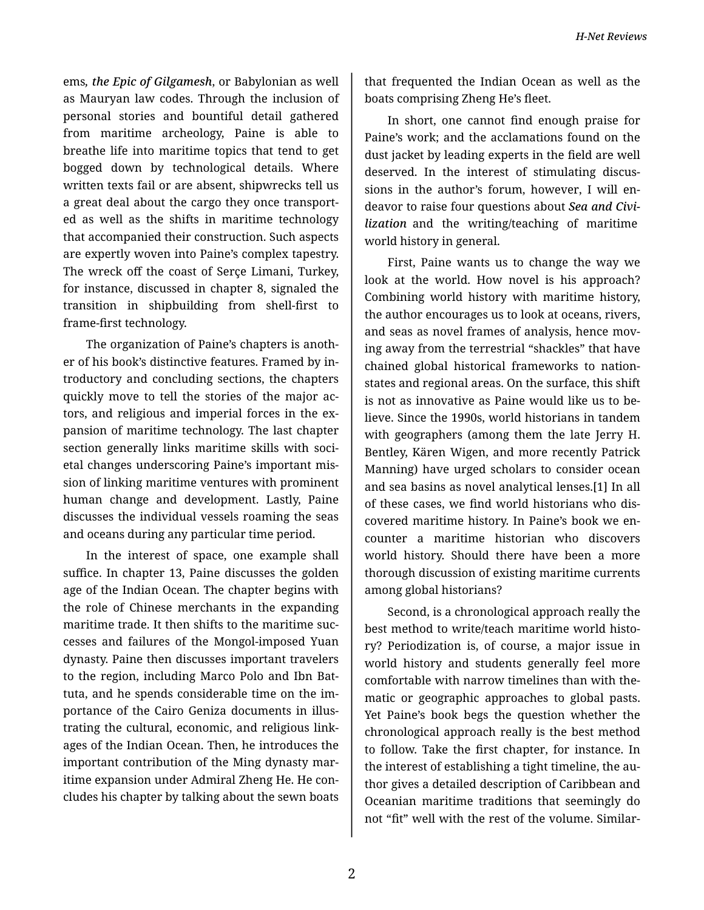ems, ***the Epic of Gilgamesh***, or Babylonian as well as Mauryan law codes. Through the inclusion of personal stories and bountiful detail gathered from maritime archeology, Paine is able to breathe life into maritime topics that tend to get bogged down by technological details. Where written texts fail or are absent, shipwrecks tell us a great deal about the cargo they once transported as well as the shifts in maritime technology that accompanied their construction. Such aspects are expertly woven into Paine's complex tapestry. The wreck off the coast of Serçe Limani, Turkey, for instance, discussed in chapter 8, signaled the transition in shipbuilding from shell-first to frame-first technology.

The organization of Paine's chapters is another of his book's distinctive features. Framed by introductory and concluding sections, the chapters quickly move to tell the stories of the major actors, and religious and imperial forces in the expansion of maritime technology. The last chapter section generally links maritime skills with societal changes underscoring Paine's important mission of linking maritime ventures with prominent human change and development. Lastly, Paine discusses the individual vessels roaming the seas and oceans during any particular time period.

In the interest of space, one example shall suffice. In chapter 13, Paine discusses the golden age of the Indian Ocean. The chapter begins with the role of Chinese merchants in the expanding maritime trade. It then shifts to the maritime successes and failures of the Mongol-imposed Yuan dynasty. Paine then discusses important travelers to the region, including Marco Polo and Ibn Battuta, and he spends considerable time on the importance of the Cairo Geniza documents in illustrating the cultural, economic, and religious linkages of the Indian Ocean. Then, he introduces the important contribution of the Ming dynasty maritime expansion under Admiral Zheng He. He concludes his chapter by talking about the sewn boats that frequented the Indian Ocean as well as the boats comprising Zheng He's fleet.

In short, one cannot find enough praise for Paine's work; and the acclamations found on the dust jacket by leading experts in the field are well deserved. In the interest of stimulating discussions in the author's forum, however, I will endeavor to raise four questions about ***Sea and Civilization*** and the writing/teaching of maritime world history in general.

First, Paine wants us to change the way we look at the world. How novel is his approach? Combining world history with maritime history, the author encourages us to look at oceans, rivers, and seas as novel frames of analysis, hence moving away from the terrestrial "shackles" that have chained global historical frameworks to nation-states and regional areas. On the surface, this shift is not as innovative as Paine would like us to believe. Since the 1990s, world historians in tandem with geographers (among them the late Jerry H. Bentley, Kären Wigen, and more recently Patrick Manning) have urged scholars to consider ocean and sea basins as novel analytical lenses.[1] In all of these cases, we find world historians who discovered maritime history. In Paine's book we encounter a maritime historian who discovers world history. Should there have been a more thorough discussion of existing maritime currents among global historians?

Second, is a chronological approach really the best method to write/teach maritime world history? Periodization is, of course, a major issue in world history and students generally feel more comfortable with narrow timelines than with thematic or geographic approaches to global pasts. Yet Paine's book begs the question whether the chronological approach really is the best method to follow. Take the first chapter, for instance. In the interest of establishing a tight timeline, the author gives a detailed description of Caribbean and Oceanian maritime traditions that seemingly do not "fit" well with the rest of the volume. Similar-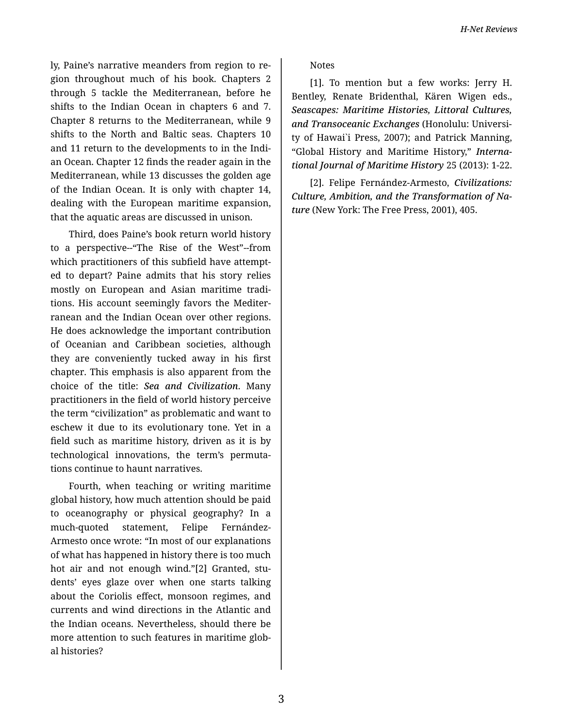ly, Paine's narrative meanders from region to region throughout much of his book. Chapters 2 through 5 tackle the Mediterranean, before he shifts to the Indian Ocean in chapters 6 and 7. Chapter 8 returns to the Mediterranean, while 9 shifts to the North and Baltic seas. Chapters 10 and 11 return to the developments to in the Indian Ocean. Chapter 12 finds the reader again in the Mediterranean, while 13 discusses the golden age of the Indian Ocean. It is only with chapter 14, dealing with the European maritime expansion, that the aquatic areas are discussed in unison.

Third, does Paine's book return world history to a perspective--"The Rise of the West"--from which practitioners of this subfield have attempted to depart? Paine admits that his story relies mostly on European and Asian maritime traditions. His account seemingly favors the Mediterranean and the Indian Ocean over other regions. He does acknowledge the important contribution of Oceanian and Caribbean societies, although they are conveniently tucked away in his first chapter. This emphasis is also apparent from the choice of the title: ***Sea and Civilization***. Many practitioners in the field of world history perceive the term "civilization" as problematic and want to eschew it due to its evolutionary tone. Yet in a field such as maritime history, driven as it is by technological innovations, the term's permutations continue to haunt narratives.

Fourth, when teaching or writing maritime global history, how much attention should be paid to oceanography or physical geography? In a much-quoted statement, Felipe Fernández-Armesto once wrote: "In most of our explanations of what has happened in history there is too much hot air and not enough wind."[2] Granted, students' eyes glaze over when one starts talking about the Coriolis effect, monsoon regimes, and currents and wind directions in the Atlantic and the Indian oceans. Nevertheless, should there be more attention to such features in maritime global histories?

Notes

[1]. To mention but a few works: Jerry H. Bentley, Renate Bridenthal, Kären Wigen eds., ***Seascapes: Maritime Histories, Littoral Cultures, and Transoceanic Exchanges*** (Honolulu: University of Hawai`i Press, 2007); and Patrick Manning, "Global History and Maritime History," ***International Journal of Maritime History*** 25 (2013): 1-22.

[2]. Felipe Fernández-Armesto, ***Civilizations: Culture, Ambition, and the Transformation of Nature*** (New York: The Free Press, 2001), 405.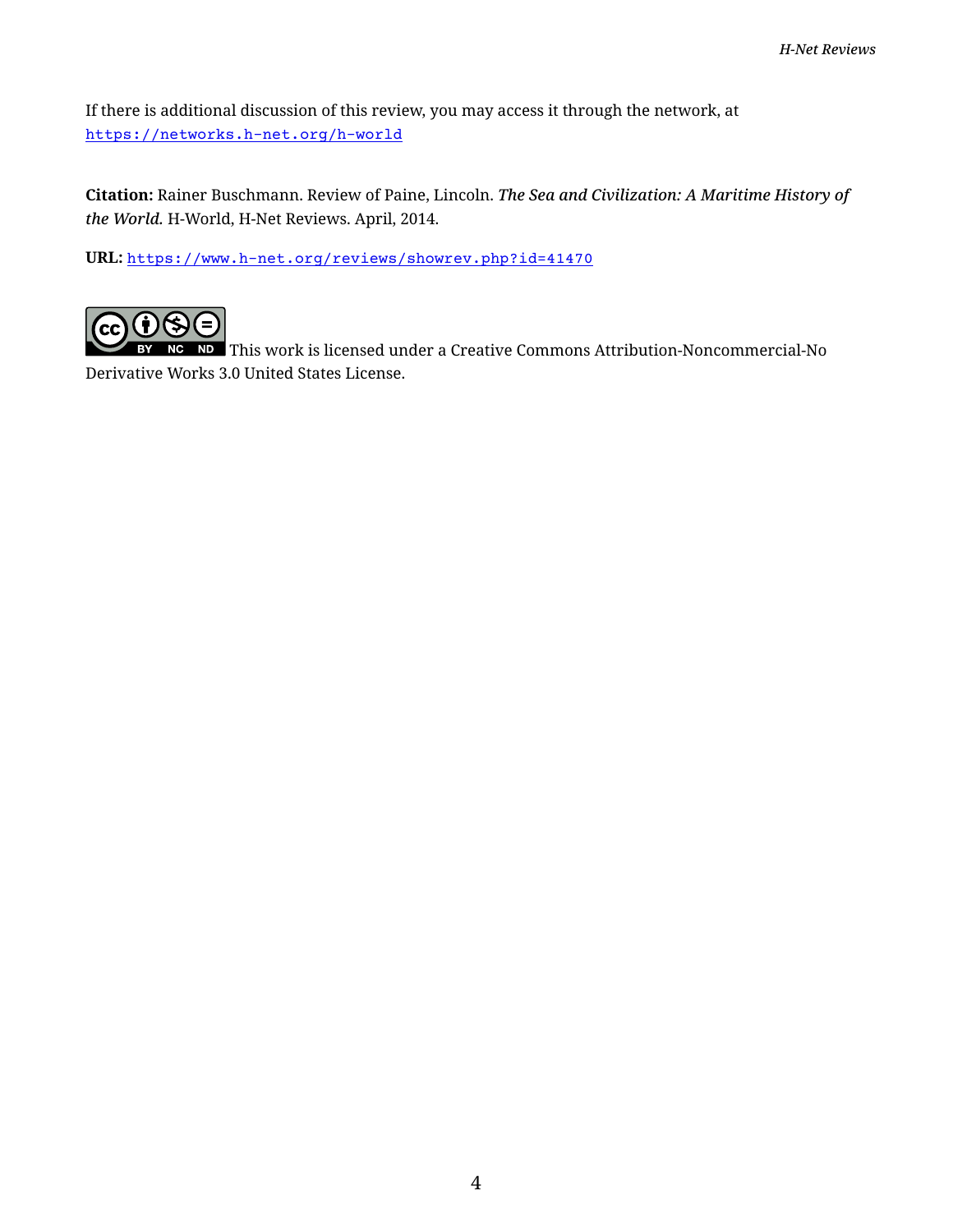If there is additional discussion of this review, you may access it through the network, at https://networks.h-net.org/h-world

**Citation:** Rainer Buschmann. Review of Paine, Lincoln. *The Sea and Civilization: A Maritime History of the World.* H-World, H-Net Reviews. April, 2014.

**URL:** https://www.h-net.org/reviews/showrev.php?id=41470

This work is licensed under a Creative Commons Attribution-Noncommercial-No Derivative Works 3.0 United States License.